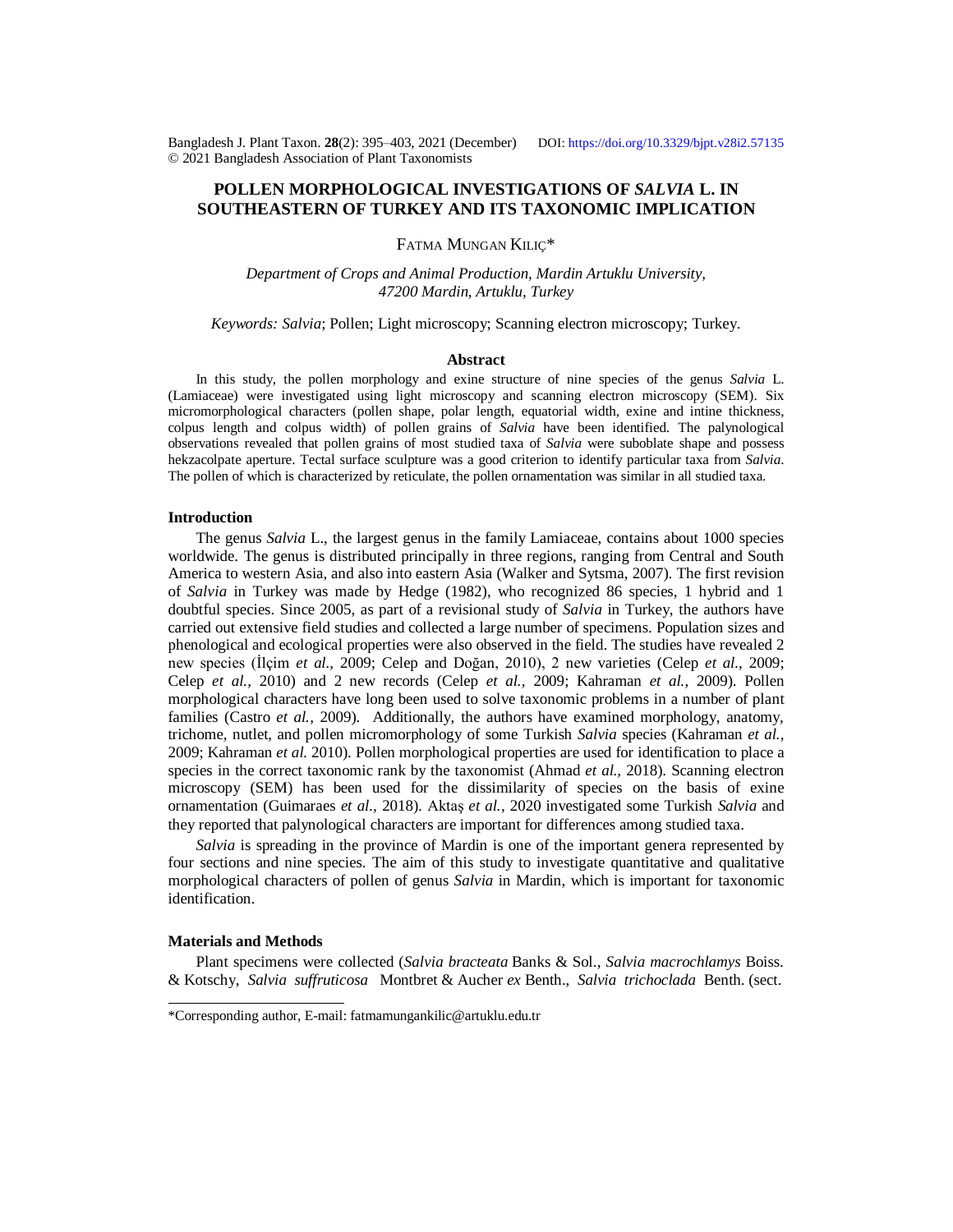# POLLEN MORPHOLOGICAL INVESTIGATIONS OF *SALVIA* L. IN SOUTHEASTERN OF TURKEY AND ITS TAXONOMIC IMPLICATION

FATMA MUNGAN KILIÇ*

*Department of Crops and Animal Production, Mardin Artuklu University, 47200 Mardin, Artuklu, Turkey*

*Keywords: Salvia*; Pollen; Light microscopy; Scanning electron microscopy; Turkey.

## Abstract

In this study, the pollen morphology and exine structure of nine species of the genus *Salvia* L. (Lamiaceae) were investigated using light microscopy and scanning electron microscopy (SEM). Six micromorphological characters (pollen shape, polar length, equatorial width, exine and intine thickness, colpus length and colpus width) of pollen grains of *Salvia* have been identified. The palynological observations revealed that pollen grains of most studied taxa of *Salvia* were suboblate shape and possess hekzacolpate aperture. Tectal surface sculpture was a good criterion to identify particular taxa from *Salvia*. The pollen of which is characterized by reticulate, the pollen ornamentation was similar in all studied taxa.

## Introduction

The genus *Salvia* L., the largest genus in the family Lamiaceae, contains about 1000 species worldwide. The genus is distributed principally in three regions, ranging from Central and South America to western Asia, and also into eastern Asia (Walker and Sytsma, 2007). The first revision of *Salvia* in Turkey was made by Hedge (1982), who recognized 86 species, 1 hybrid and 1 doubtful species. Since 2005, as part of a revisional study of *Salvia* in Turkey, the authors have carried out extensive field studies and collected a large number of specimens. Population sizes and phenological and ecological properties were also observed in the field. The studies have revealed 2 new species (İlçim *et al.*, 2009; Celep and Doğan, 2010), 2 new varieties (Celep *et al.*, 2009; Celep *et al.*, 2010) and 2 new records (Celep *et al.*, 2009; Kahraman *et al.*, 2009). Pollen morphological characters have long been used to solve taxonomic problems in a number of plant families (Castro *et al.*, 2009). Additionally, the authors have examined morphology, anatomy, trichome, nutlet, and pollen micromorphology of some Turkish *Salvia* species (Kahraman *et al.*, 2009; Kahraman *et al.* 2010). Pollen morphological properties are used for identification to place a species in the correct taxonomic rank by the taxonomist (Ahmad *et al.*, 2018). Scanning electron microscopy (SEM) has been used for the dissimilarity of species on the basis of exine ornamentation (Guimaraes *et al.*, 2018). Aktaş *et al.*, 2020 investigated some Turkish *Salvia* and they reported that palynological characters are important for differences among studied taxa.

*Salvia* is spreading in the province of Mardin is one of the important genera represented by four sections and nine species. The aim of this study to investigate quantitative and qualitative morphological characters of pollen of genus *Salvia* in Mardin, which is important for taxonomic identification.

## Materials and Methods

Plant specimens were collected (*Salvia bracteata* Banks & Sol., *Salvia macrochlamys* Boiss. & Kotschy, *Salvia suffruticosa* Montbret & Aucher *ex* Benth., *Salvia trichoclada* Benth. (sect.

*Corresponding author, E-mail: fatmamungankilic@artuklu.edu.tr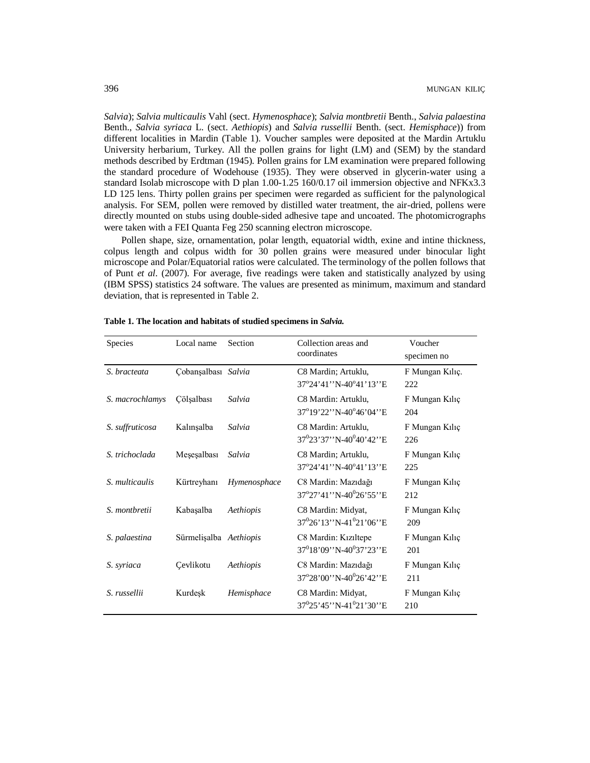*Salvia*); *Salvia multicaulis* Vahl (sect. *Hymenosphace*); *Salvia montbretii* Benth., *Salvia palaestina* Benth., *Salvia syriaca* L. (sect. *Aethiopis*) and *Salvia russellii* Benth. (sect. *Hemisphace*)) from different localities in Mardin (Table 1). Voucher samples were deposited at the Mardin Artuklu University herbarium, Turkey. All the pollen grains for light (LM) and (SEM) by the standard methods described by Erdtman (1945). Pollen grains for LM examination were prepared following the standard procedure of Wodehouse (1935). They were observed in glycerin-water using a standard Isolab microscope with D plan 1.00-1.25 160/0.17 oil immersion objective and NFKx3.3 LD 125 lens. Thirty pollen grains per specimen were regarded as sufficient for the palynological analysis. For SEM, pollen were removed by distilled water treatment, the air-dried, pollens were directly mounted on stubs using double-sided adhesive tape and uncoated. The photomicrographs were taken with a FEI Quanta Feg 250 scanning electron microscope.

Pollen shape, size, ornamentation, polar length, equatorial width, exine and intine thickness, colpus length and colpus width for 30 pollen grains were measured under binocular light microscope and Polar/Equatorial ratios were calculated. The terminology of the pollen follows that of Punt *et al*. (2007). For average, five readings were taken and statistically analyzed by using (IBM SPSS) statistics 24 software. The values are presented as minimum, maximum and standard deviation, that is represented in Table 2.

**Table 1. The location and habitats of studied specimens in *Salvia.***

| Species | Local name | Section | Collection areas and coordinates | Voucher specimen no |
|---|---|---|---|---|
| *S. bracteata* | Çobanşalbası | *Salvia* | C8 Mardin; Artuklu, 37°24’41’’N-40°41’13’’E | F Mungan Kılıç. 222 |
| *S. macrochlamys* | Çölşalbası | *Salvia* | C8 Mardin: Artuklu, 37°19’22’’N-40°46’04’’E | F Mungan Kılıç 204 |
| *S. suffruticosa* | Kalınşalba | *Salvia* | C8 Mardin: Artuklu, 37°23’37’’N-40°40’42’’E | F Mungan Kılıç 226 |
| *S. trichoclada* | Meşeşalbası | *Salvia* | C8 Mardin; Artuklu, 37°24’41’’N-40°41’13’’E | F Mungan Kılıç 225 |
| *S. multicaulis* | Kürtreyhanı | *Hymenosphace* | C8 Mardin: Mazıdağı 37°27’41’’N-40°26’55’’E | F Mungan Kılıç 212 |
| *S. montbretii* | Kabaşalba | *Aethiopis* | C8 Mardin: Midyat, 37°26’13’’N-41°21’06’’E | F Mungan Kılıç 209 |
| *S. palaestina* | Sürmelişalba | *Aethiopis* | C8 Mardin: Kızıltepe 37°18’09’’N-40°37’23’’E | F Mungan Kılıç 201 |
| *S. syriaca* | Çevlikotu | *Aethiopis* | C8 Mardin: Mazıdağı 37°28’00’’N-40°26’42’’E | F Mungan Kılıç 211 |
| *S. russellii* | Kurdeşk | *Hemisphace* | C8 Mardin: Midyat, 37°25’45’’N-41°21’30’’E | F Mungan Kılıç 210 |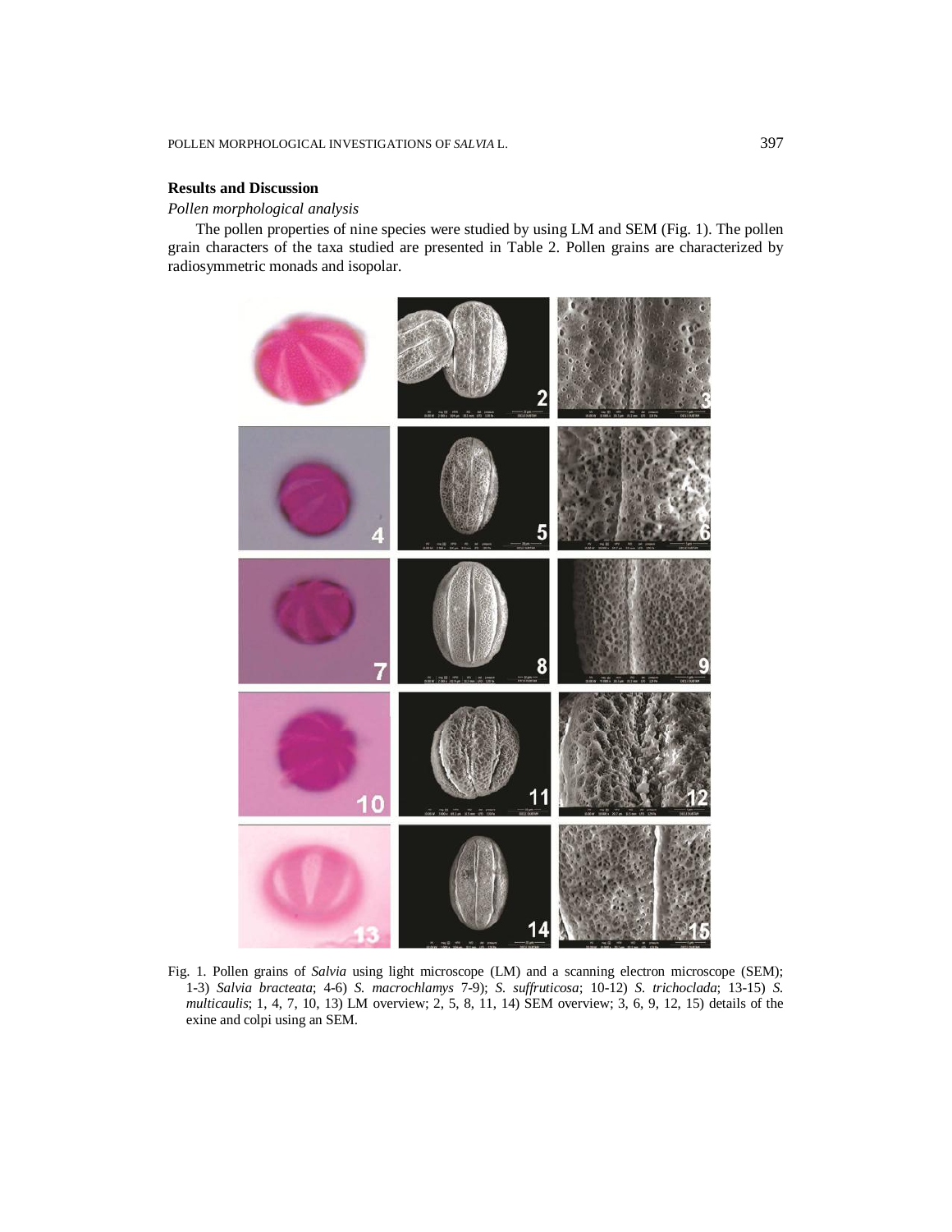## Results and Discussion

### *Pollen morphological analysis*

The pollen properties of nine species were studied by using LM and SEM (Fig. 1). The pollen grain characters of the taxa studied are presented in Table 2. Pollen grains are characterized by radiosymmetric monads and isopolar.

Fig. 1. Pollen grains of *Salvia* using light microscope (LM) and a scanning electron microscope (SEM); 1-3) *Salvia bracteata*; 4-6) *S. macrochlamys* 7-9); *S. suffruticosa*; 10-12) *S. trichoclada*; 13-15) *S. multicaulis*; 1, 4, 7, 10, 13) LM overview; 2, 5, 8, 11, 14) SEM overview; 3, 6, 9, 12, 15) details of the exine and colpi using an SEM.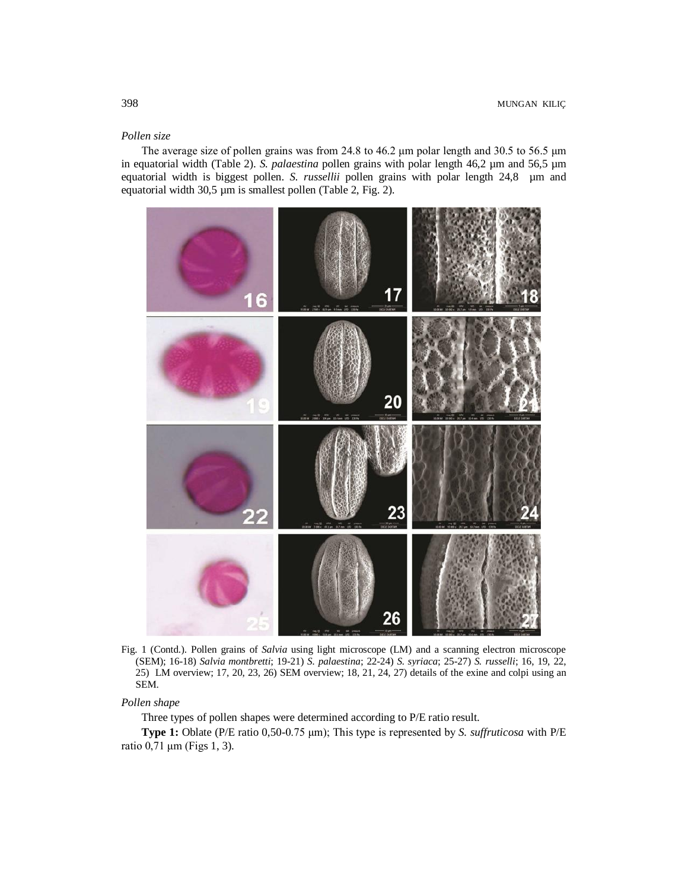*Pollen size*

The average size of pollen grains was from 24.8 to 46.2 μm polar length and 30.5 to 56.5 μm in equatorial width (Table 2). *S. palaestina* pollen grains with polar length 46,2 μm and 56,5 μm equatorial width is biggest pollen. *S. russellii* pollen grains with polar length 24,8 μm and equatorial width 30,5 μm is smallest pollen (Table 2, Fig. 2).

Fig. 1 (Contd.). Pollen grains of *Salvia* using light microscope (LM) and a scanning electron microscope (SEM); 16-18) *Salvia montbretti*; 19-21) *S. palaestina*; 22-24) *S. syriaca*; 25-27) *S. russelli*; 16, 19, 22, 25) LM overview; 17, 20, 23, 26) SEM overview; 18, 21, 24, 27) details of the exine and colpi using an SEM.

*Pollen shape*

Three types of pollen shapes were determined according to P/E ratio result.

**Type 1:** Oblate (P/E ratio 0,50-0.75 μm); This type is represented by *S. suffruticosa* with P/E ratio 0,71 μm (Figs 1, 3).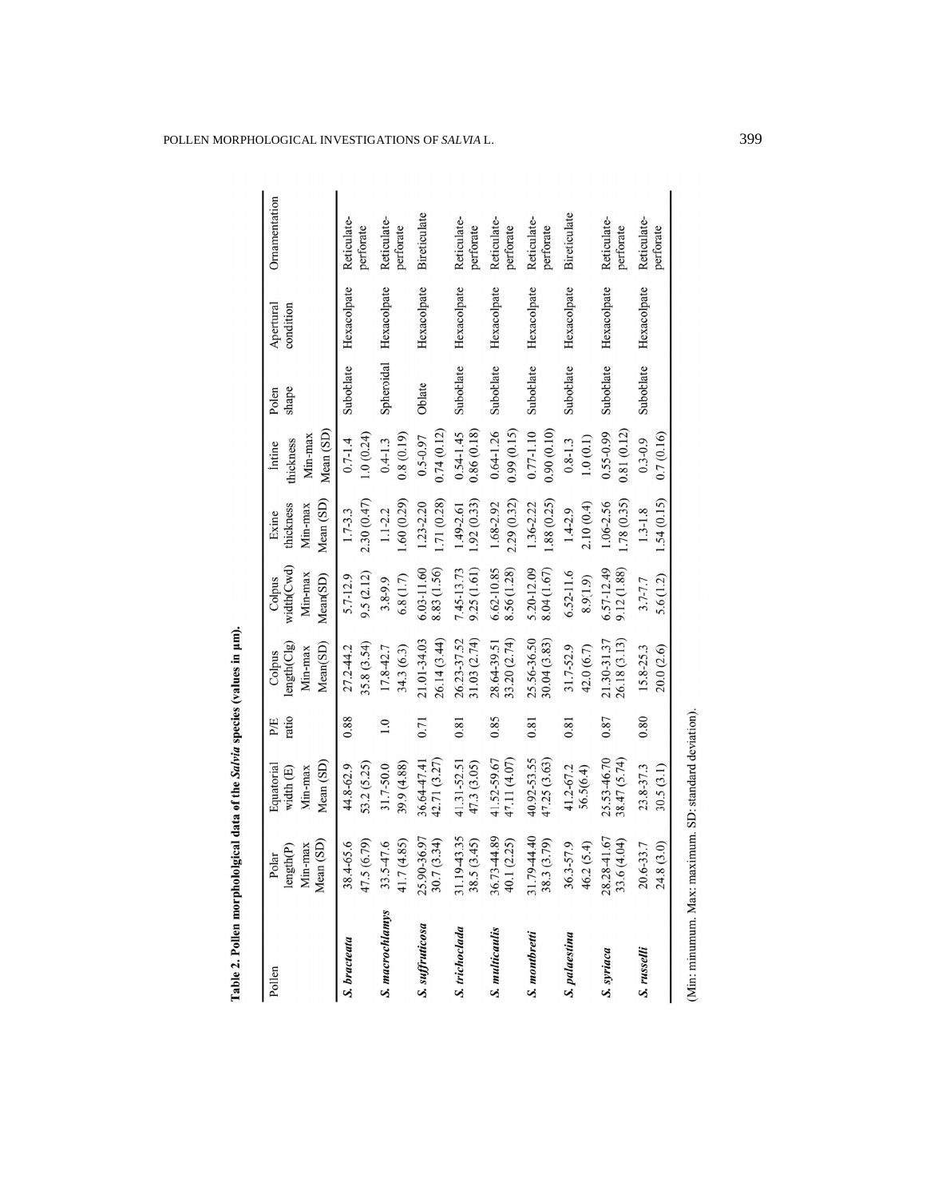**Table 2. Pollen morphololgical data of the *Salvia* species (values in µm).**

| Pollen | Polar length(P) Min-max Mean (SD) | Equatorial width (E) Min-max Mean (SD) | P/E ratio | Colpus length(Clg) Min-max Mean(SD) | Colpus width(Cwd) Min-max Mean(SD) | Exine thickness Min-max Mean (SD) | İntine thickness Min-max Mean (SD) | Polen shape | Apertural condition | Ornamentation |
|---|---|---|---|---|---|---|---|---|---|---|
| ***S. bracteata*** | 38.4-65.6 47.5 (6.79) | 44.8-62.9 53.2 (5.25) | 0.88 | 27.2-44.2 35.8 (3.54) | 5.7-12.9 9.5 (2.12) | 1.7-3.3 2.30 (0.47) | 0.7-1.4 1.0 (0.24) | Suboblate | Hexacolpate | Reticulate-perforate |
| ***S. macrochlamys*** | 33.5-47.6 41.7 (4.85) | 31.7-50.0 39.9 (4.88) | 1.0 | 17.8-42.7 34.3 (6.3) | 3.8-9.9 6.8 (1.7) | 1.1-2.2 1.60 (0.29) | 0.4-1.3 0.8 (0.19) | Spheroidal | Hexacolpate | Reticulate-perforate |
| ***S. suffruticosa*** | 25.90-36.97 30.7 (3.34) | 36.64-47.41 42.71 (3.27) | 0.71 | 21.01-34.03 26.14 (3.44) | 6.03-11.60 8.83 (1.56) | 1.23-2.20 1.71 (0.28) | 0.5-0.97 0.74 (0.12) | Oblate | Hexacolpate | Bireticulate |
| ***S. trichoclada*** | 31.19-43.35 38.5 (3.45) | 41.31-52.51 47.3 (3.05) | 0.81 | 26.23-37.52 31.03 (2.74) | 7.45-13.73 9.25 (1.61) | 1.49-2.61 1.92 (0.33) | 0.54-1.45 0.86 (0.18) | Suboblate | Hexacolpate | Reticulate-perforate |
| ***S. multicaulis*** | 36.73-44.89 40.1 (2.25) | 41.52-59.67 47.11 (4.07) | 0.85 | 28.64-39.51 33.20 (2.74) | 6.62-10.85 8.56 (1.28) | 1.68-2.92 2.29 (0.32) | 0.64-1.26 0.99 (0.15) | Suboblate | Hexacolpate | Reticulate-perforate |
| ***S. montbretti*** | 31.79-44.40 38.3 (3.79) | 40.92-53.55 47.25 (3.63) | 0.81 | 25.56-36.50 30.04 (3.83) | 5.20-12.09 8.04 (1.67) | 1.36-2.22 1.88 (0.25) | 0.77-1.10 0.90 (0.10) | Suboblate | Hexacolpate | Reticulate-perforate |
| ***S. palaestina*** | 36.3-57.9 46.2 (5.4) | 41.2-67.2 56.5(6.4) | 0.81 | 31.7-52.9 42.0 (6.7) | 6.52-11.6 8.9(1.9) | 1.4-2.9 2.10 (0.4) | 0.8-1.3 1.0 (0.1) | Suboblate | Hexacolpate | Bireticulate |
| ***S. syriaca*** | 28.28-41.67 33.6 (4.04) | 25.53-46.70 38.47 (5.74) | 0.87 | 21.30-31.37 26.18 (3.13) | 6.57-12.49 9.12 (1.88) | 1.06-2.56 1.78 (0.35) | 0.55-0.99 0.81 (0.12) | Suboblate | Hexacolpate | Reticulate-perforate |
| ***S. russelli*** | 20.6-33.7 24.8 (3.0) | 23.8-37.3 30.5 (3.1) | 0.80 | 15.8-25.3 20.0 (2.6) | 3.7-7.7 5.6 (1.2) | 1.3-1.8 1.54 (0.15) | 0.3-0.9 0.7 (0.16) | Suboblate | Hexacolpate | Reticulate-perforate |

(Min: minumum. Max: maximum. SD: standard deviation).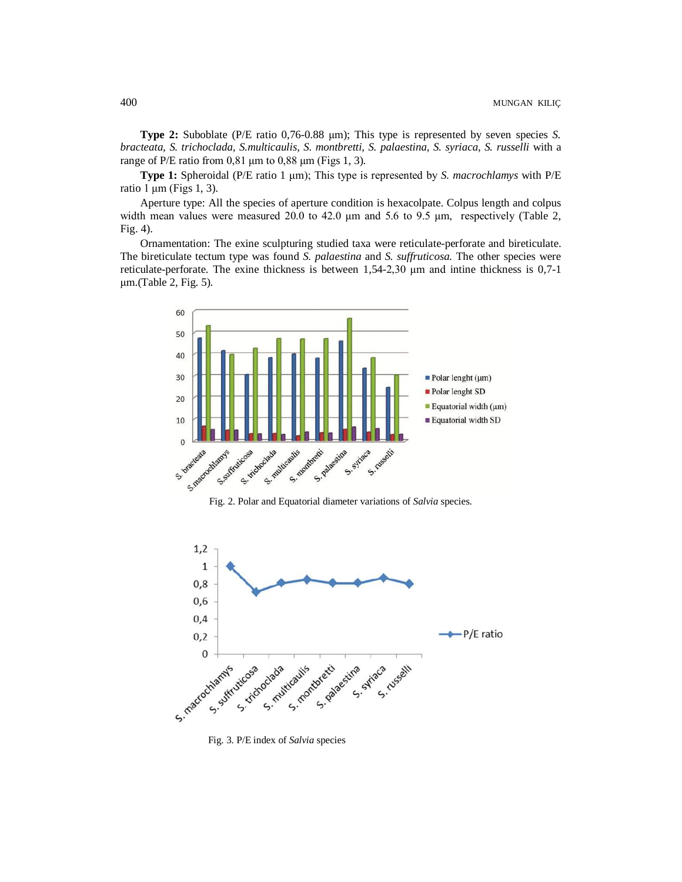**Type 2:** Suboblate (P/E ratio 0,76-0.88 µm); This type is represented by seven species *S. bracteata, S. trichoclada, S.multicaulis, S. montbretti, S. palaestina, S. syriaca, S. russelli* with a range of P/E ratio from 0,81 µm to 0,88 µm (Figs 1, 3).

**Type 1:** Spheroidal (P/E ratio 1 µm); This type is represented by *S. macrochlamys* with P/E ratio 1 µm (Figs 1, 3).

Aperture type: All the species of aperture condition is hexacolpate. Colpus length and colpus width mean values were measured 20.0 to 42.0 µm and 5.6 to 9.5 µm, respectively (Table 2, Fig. 4).

Ornamentation: The exine sculpturing studied taxa were reticulate-perforate and bireticulate. The bireticulate tectum type was found *S. palaestina* and *S. suffruticosa.* The other species were reticulate-perforate. The exine thickness is between 1,54-2,30 µm and intine thickness is 0,7-1 µm.(Table 2, Fig. 5).

Fig. 2. Polar and Equatorial diameter variations of *Salvia* species.

Fig. 3. P/E index of *Salvia* species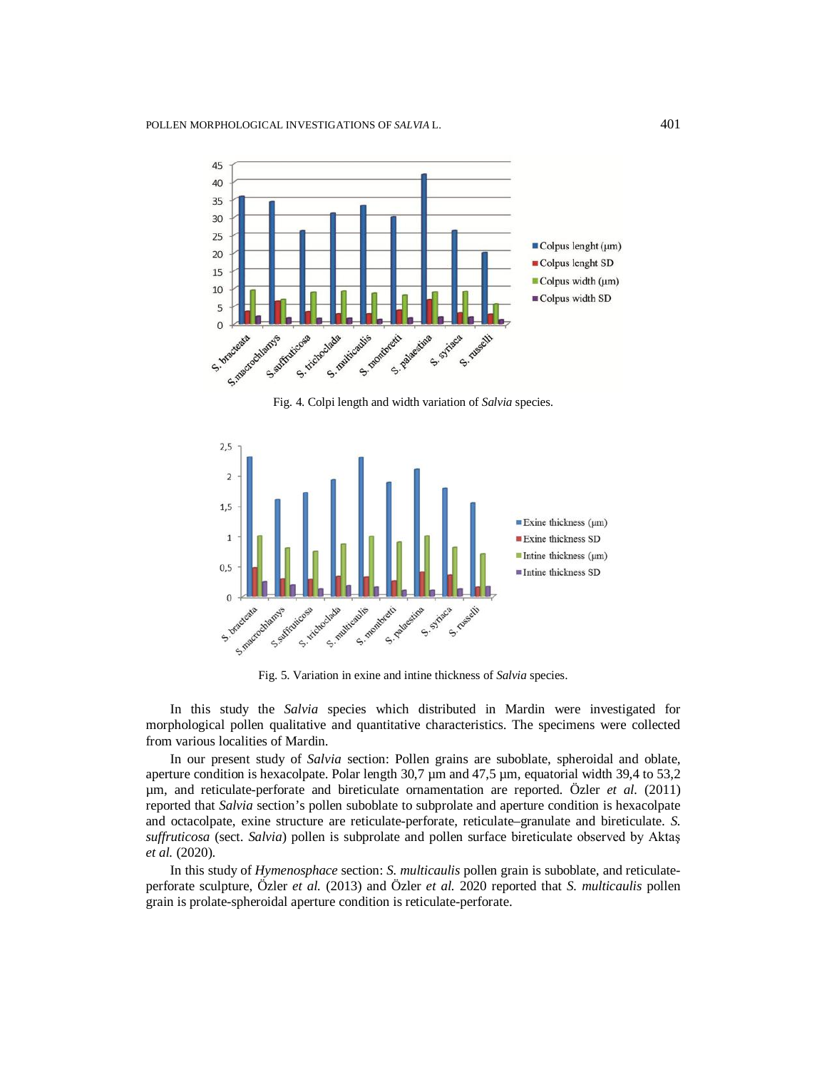Fig. 4. Colpi length and width variation of *Salvia* species.

Fig. 5. Variation in exine and intine thickness of *Salvia* species.

In this study the *Salvia* species which distributed in Mardin were investigated for morphological pollen qualitative and quantitative characteristics. The specimens were collected from various localities of Mardin.

In our present study of *Salvia* section: Pollen grains are suboblate, spheroidal and oblate, aperture condition is hexacolpate. Polar length 30,7 µm and 47,5 µm, equatorial width 39,4 to 53,2 µm, and reticulate-perforate and bireticulate ornamentation are reported. Özler *et al.* (2011) reported that *Salvia* section's pollen suboblate to subprolate and aperture condition is hexacolpate and octacolpate, exine structure are reticulate-perforate, reticulate–granulate and bireticulate. *S. suffruticosa* (sect. *Salvia*) pollen is subprolate and pollen surface bireticulate observed by Aktaş *et al.* (2020).

In this study of *Hymenosphace* section: *S. multicaulis* pollen grain is suboblate, and reticulate-perforate sculpture, Özler *et al.* (2013) and Özler *et al.* 2020 reported that *S. multicaulis* pollen grain is prolate-spheroidal aperture condition is reticulate-perforate.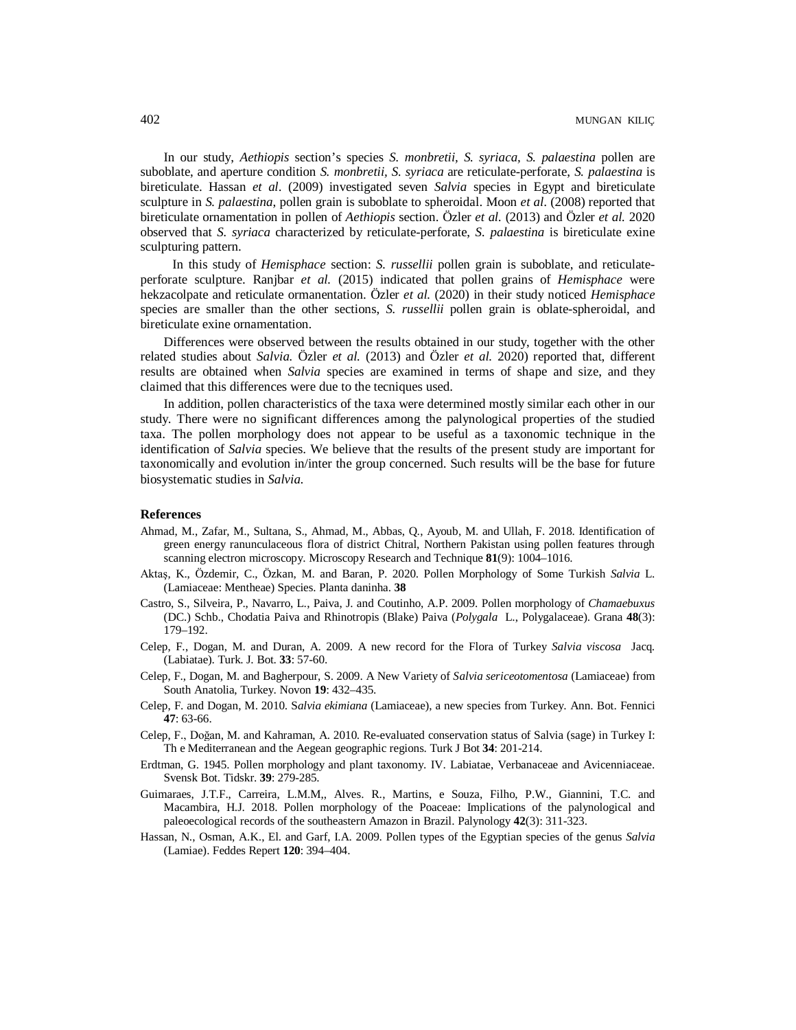In our study, *Aethiopis* section's species *S. monbretii, S. syriaca, S. palaestina* pollen are suboblate, and aperture condition *S. monbretii, S. syriaca* are reticulate-perforate, *S. palaestina* is bireticulate. Hassan *et al*. (2009) investigated seven *Salvia* species in Egypt and bireticulate sculpture in *S. palaestina*, pollen grain is suboblate to spheroidal. Moon *et al*. (2008) reported that bireticulate ornamentation in pollen of *Aethiopis* section. Özler *et al.* (2013) and Özler *et al.* 2020 observed that *S. syriaca* characterized by reticulate-perforate, *S. palaestina* is bireticulate exine sculpturing pattern.

In this study of *Hemisphace* section: *S. russellii* pollen grain is suboblate, and reticulate-perforate sculpture. Ranjbar *et al.* (2015) indicated that pollen grains of *Hemisphace* were hekzacolpate and reticulate ormanentation. Özler *et al.* (2020) in their study noticed *Hemisphace* species are smaller than the other sections, *S. russellii* pollen grain is oblate-spheroidal, and bireticulate exine ornamentation.

Differences were observed between the results obtained in our study, together with the other related studies about *Salvia.* Özler *et al.* (2013) and Özler *et al.* 2020) reported that, different results are obtained when *Salvia* species are examined in terms of shape and size, and they claimed that this differences were due to the tecniques used.

In addition, pollen characteristics of the taxa were determined mostly similar each other in our study. There were no significant differences among the palynological properties of the studied taxa. The pollen morphology does not appear to be useful as a taxonomic technique in the identification of *Salvia* species. We believe that the results of the present study are important for taxonomically and evolution in/inter the group concerned. Such results will be the base for future biosystematic studies in *Salvia.*

**References**

Ahmad, M., Zafar, M., Sultana, S., Ahmad, M., Abbas, Q., Ayoub, M. and Ullah, F. 2018. Identification of green energy ranunculaceous flora of district Chitral, Northern Pakistan using pollen features through scanning electron microscopy. Microscopy Research and Technique **81**(9): 1004–1016.

Aktaş, K., Özdemir, C., Özkan, M. and Baran, P. 2020. Pollen Morphology of Some Turkish *Salvia* L. (Lamiaceae: Mentheae) Species. Planta daninha. **38**

Castro, S., Silveira, P., Navarro, L., Paiva, J. and Coutinho, A.P. 2009. Pollen morphology of *Chamaebuxus* (DC.) Schb., Chodatia Paiva and Rhinotropis (Blake) Paiva (*Polygala* L., Polygalaceae). Grana **48**(3): 179–192.

Celep, F., Dogan, M. and Duran, A. 2009. A new record for the Flora of Turkey *Salvia viscosa* Jacq. (Labiatae). Turk. J. Bot. **33**: 57-60.

Celep, F., Dogan, M. and Bagherpour, S. 2009. A New Variety of *Salvia sericeotomentosa* (Lamiaceae) from South Anatolia, Turkey. Novon **19**: 432–435.

Celep, F. and Dogan, M. 2010. S*alvia ekimiana* (Lamiaceae), a new species from Turkey. Ann. Bot. Fennici **47**: 63-66.

Celep, F., Doğan, M. and Kahraman, A. 2010. Re-evaluated conservation status of Salvia (sage) in Turkey I: Th e Mediterranean and the Aegean geographic regions. Turk J Bot **34**: 201-214.

Erdtman, G. 1945. Pollen morphology and plant taxonomy. IV. Labiatae, Verbanaceae and Avicenniaceae. Svensk Bot. Tidskr. **39**: 279-285.

Guimaraes, J.T.F., Carreira, L.M.M,, Alves. R., Martins, e Souza, Filho, P.W., Giannini, T.C. and Macambira, H.J. 2018. Pollen morphology of the Poaceae: Implications of the palynological and paleoecological records of the southeastern Amazon in Brazil. Palynology **42**(3): 311-323.

Hassan, N., Osman, A.K., El. and Garf, I.A. 2009. Pollen types of the Egyptian species of the genus *Salvia* (Lamiae). Feddes Repert **120**: 394–404.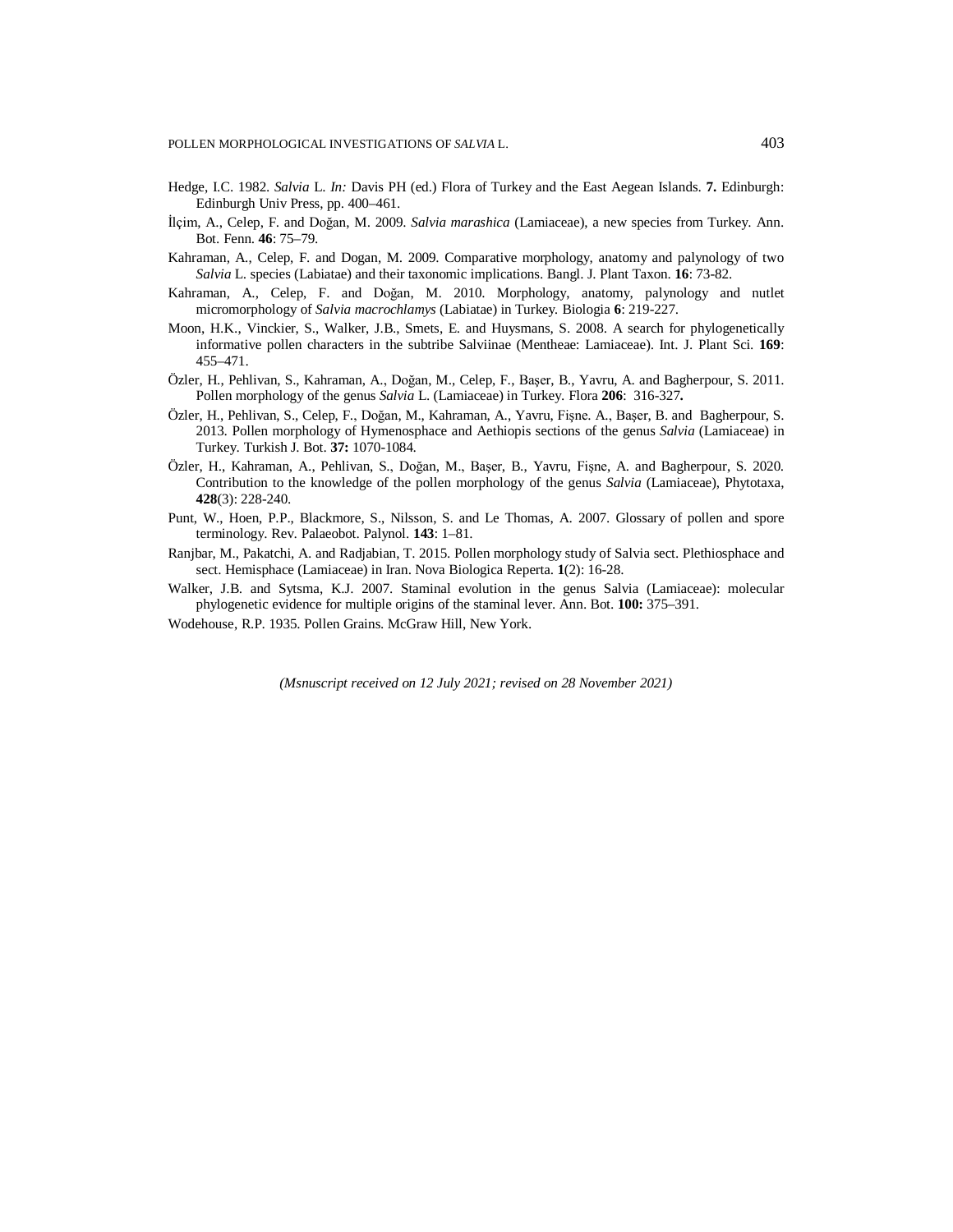Hedge, I.C. 1982. *Salvia* L. *In:* Davis PH (ed.) Flora of Turkey and the East Aegean Islands. **7.** Edinburgh: Edinburgh Univ Press, pp. 400–461.

İlçim, A., Celep, F. and Doğan, M. 2009. *Salvia marashica* (Lamiaceae), a new species from Turkey. Ann. Bot. Fenn. **46**: 75–79.

Kahraman, A., Celep, F. and Dogan, M. 2009. Comparative morphology, anatomy and palynology of two *Salvia* L. species (Labiatae) and their taxonomic implications. Bangl. J. Plant Taxon. **16**: 73-82.

Kahraman, A., Celep, F. and Doğan, M. 2010. Morphology, anatomy, palynology and nutlet micromorphology of *Salvia macrochlamys* (Labiatae) in Turkey. Biologia **6**: 219-227.

Moon, H.K., Vinckier, S., Walker, J.B., Smets, E. and Huysmans, S. 2008. A search for phylogenetically informative pollen characters in the subtribe Salviinae (Mentheae: Lamiaceae). Int. J. Plant Sci. **169**: 455–471.

Özler, H., Pehlivan, S., Kahraman, A., Doğan, M., Celep, F., Başer, B., Yavru, A. and Bagherpour, S. 2011. Pollen morphology of the genus *Salvia* L. (Lamiaceae) in Turkey. Flora **206**: 316-327**.**

Özler, H., Pehlivan, S., Celep, F., Doğan, M., Kahraman, A., Yavru, Fişne. A., Başer, B. and Bagherpour, S. 2013. Pollen morphology of Hymenosphace and Aethiopis sections of the genus *Salvia* (Lamiaceae) in Turkey. Turkish J. Bot. **37:** 1070-1084.

Özler, H., Kahraman, A., Pehlivan, S., Doğan, M., Başer, B., Yavru, Fişne, A. and Bagherpour, S. 2020. Contribution to the knowledge of the pollen morphology of the genus *Salvia* (Lamiaceae), Phytotaxa, **428**(3): 228-240.

Punt, W., Hoen, P.P., Blackmore, S., Nilsson, S. and Le Thomas, A. 2007. Glossary of pollen and spore terminology. Rev. Palaeobot. Palynol. **143**: 1–81.

Ranjbar, M., Pakatchi, A. and Radjabian, T. 2015. Pollen morphology study of Salvia sect. Plethiosphace and sect. Hemisphace (Lamiaceae) in Iran. Nova Biologica Reperta. **1**(2): 16-28.

Walker, J.B. and Sytsma, K.J. 2007. Staminal evolution in the genus Salvia (Lamiaceae): molecular phylogenetic evidence for multiple origins of the staminal lever. Ann. Bot. **100:** 375–391.

Wodehouse, R.P. 1935. Pollen Grains. McGraw Hill, New York.

*(Msnuscript received on 12 July 2021; revised on 28 November 2021)*